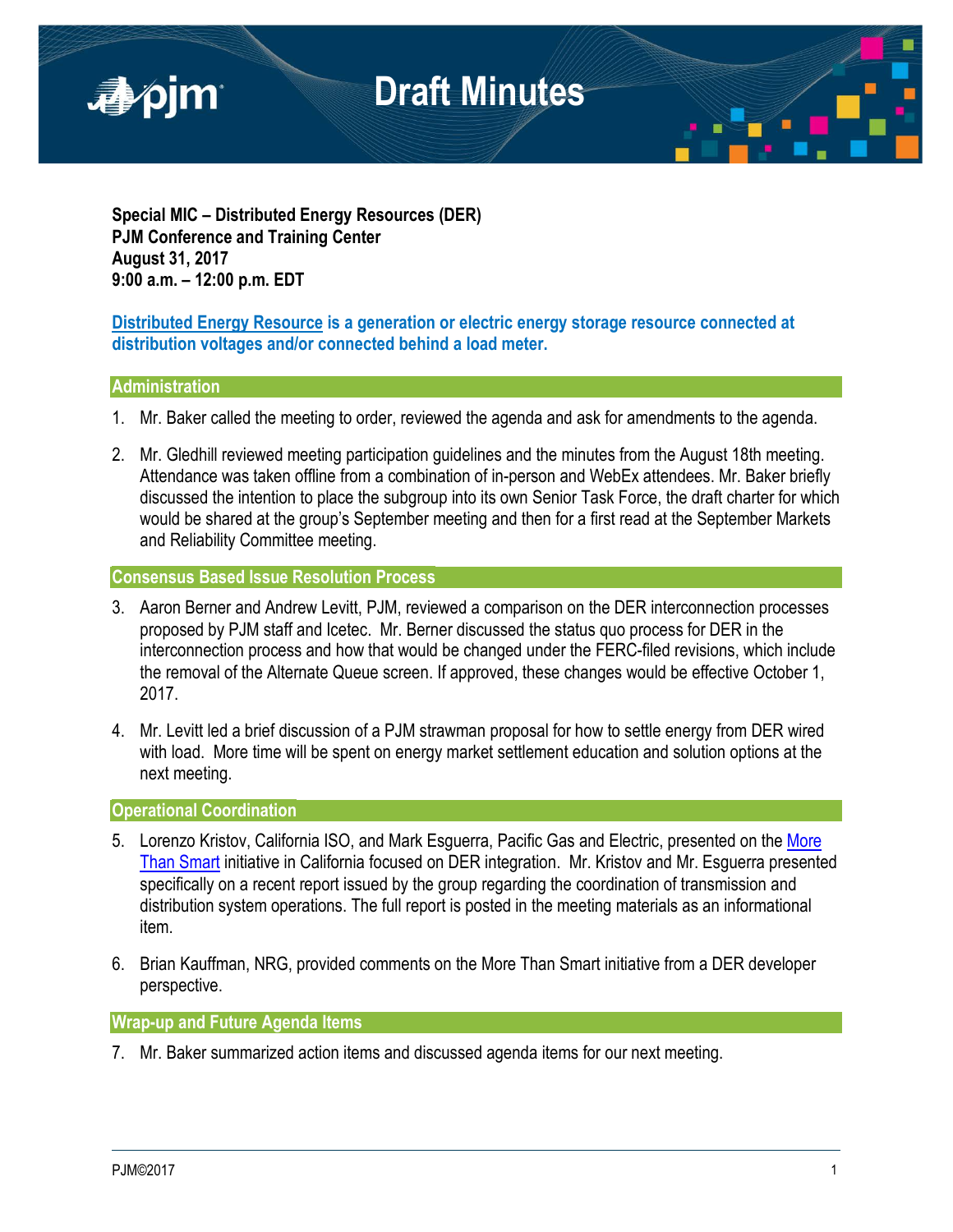# Draft Minutes

**Special MIC – Distributed Energy Resources (DER)**
**PJM Conference and Training Center**
**August 31, 2017**
**9:00 a.m. – 12:00 p.m. EDT**

**Distributed Energy Resource is a generation or electric energy storage resource connected at distribution voltages and/or connected behind a load meter.**

## Administration

1. Mr. Baker called the meeting to order, reviewed the agenda and ask for amendments to the agenda.

2. Mr. Gledhill reviewed meeting participation guidelines and the minutes from the August 18th meeting. Attendance was taken offline from a combination of in-person and WebEx attendees. Mr. Baker briefly discussed the intention to place the subgroup into its own Senior Task Force, the draft charter for which would be shared at the group's September meeting and then for a first read at the September Markets and Reliability Committee meeting.

## Consensus Based Issue Resolution Process

3. Aaron Berner and Andrew Levitt, PJM, reviewed a comparison on the DER interconnection processes proposed by PJM staff and Icetec. Mr. Berner discussed the status quo process for DER in the interconnection process and how that would be changed under the FERC-filed revisions, which include the removal of the Alternate Queue screen. If approved, these changes would be effective October 1, 2017.

4. Mr. Levitt led a brief discussion of a PJM strawman proposal for how to settle energy from DER wired with load. More time will be spent on energy market settlement education and solution options at the next meeting.

## Operational Coordination

5. Lorenzo Kristov, California ISO, and Mark Esguerra, Pacific Gas and Electric, presented on the More Than Smart initiative in California focused on DER integration. Mr. Kristov and Mr. Esguerra presented specifically on a recent report issued by the group regarding the coordination of transmission and distribution system operations. The full report is posted in the meeting materials as an informational item.

6. Brian Kauffman, NRG, provided comments on the More Than Smart initiative from a DER developer perspective.

## Wrap-up and Future Agenda Items

7. Mr. Baker summarized action items and discussed agenda items for our next meeting.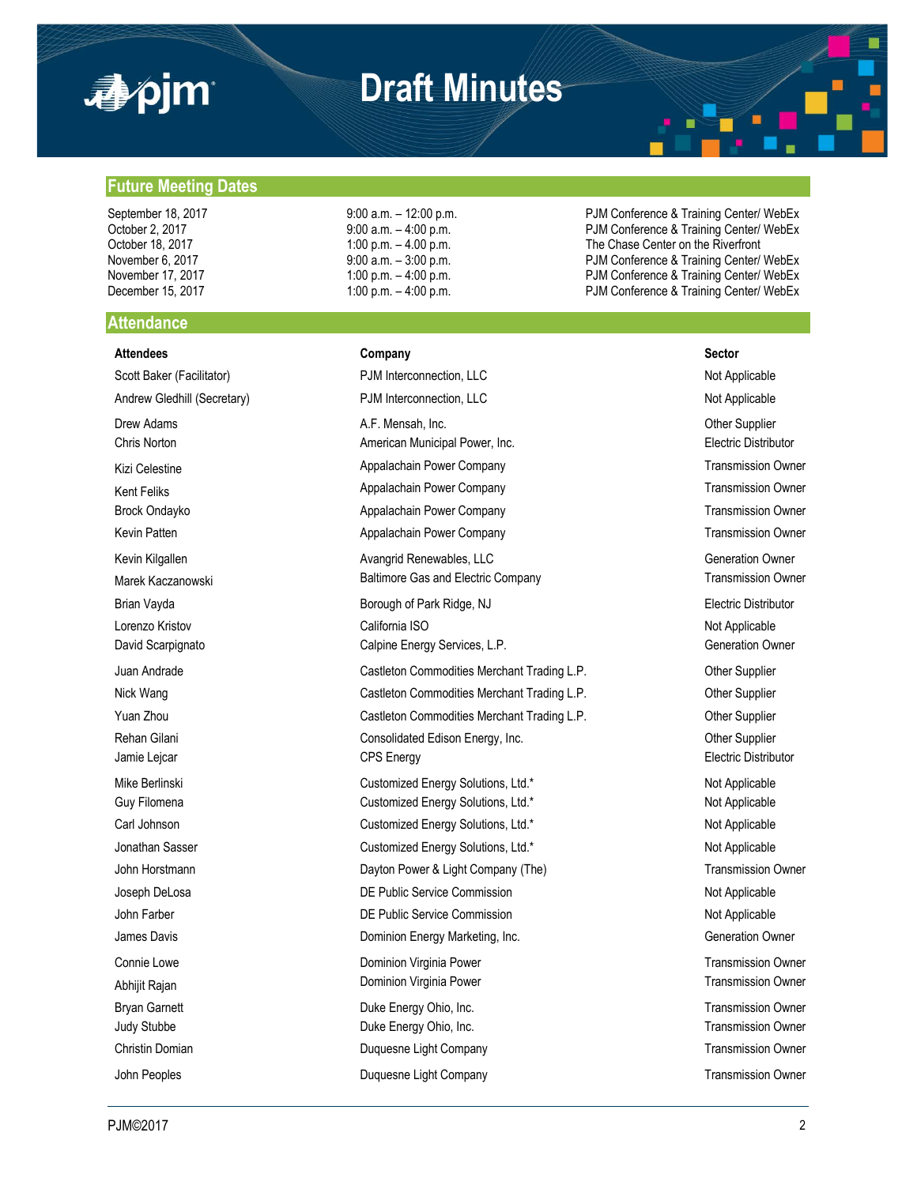# Draft Minutes

## Future Meeting Dates

| | | |
|---|---|---|
| September 18, 2017 | 9:00 a.m. – 12:00 p.m. | PJM Conference & Training Center/ WebEx |
| October 2, 2017 | 9:00 a.m. – 4:00 p.m. | PJM Conference & Training Center/ WebEx |
| October 18, 2017 | 1:00 p.m. – 4.00 p.m. | The Chase Center on the Riverfront |
| November 6, 2017 | 9:00 a.m. – 3:00 p.m. | PJM Conference & Training Center/ WebEx |
| November 17, 2017 | 1:00 p.m. – 4:00 p.m. | PJM Conference & Training Center/ WebEx |
| December 15, 2017 | 1:00 p.m. – 4:00 p.m. | PJM Conference & Training Center/ WebEx |

## Attendance

| Attendees | Company | Sector |
|---|---|---|
| Scott Baker (Facilitator) | PJM Interconnection, LLC | Not Applicable |
| Andrew Gledhill (Secretary) | PJM Interconnection, LLC | Not Applicable |
| Drew Adams | A.F. Mensah, Inc. | Other Supplier |
| Chris Norton | American Municipal Power, Inc. | Electric Distributor |
| Kizi Celestine | Appalachain Power Company | Transmission Owner |
| Kent Feliks | Appalachain Power Company | Transmission Owner |
| Brock Ondayko | Appalachain Power Company | Transmission Owner |
| Kevin Patten | Appalachain Power Company | Transmission Owner |
| Kevin Kilgallen | Avangrid Renewables, LLC | Generation Owner |
| Marek Kaczanowski | Baltimore Gas and Electric Company | Transmission Owner |
| Brian Vayda | Borough of Park Ridge, NJ | Electric Distributor |
| Lorenzo Kristov | California ISO | Not Applicable |
| David Scarpignato | Calpine Energy Services, L.P. | Generation Owner |
| Juan Andrade | Castleton Commodities Merchant Trading L.P. | Other Supplier |
| Nick Wang | Castleton Commodities Merchant Trading L.P. | Other Supplier |
| Yuan Zhou | Castleton Commodities Merchant Trading L.P. | Other Supplier |
| Rehan Gilani | Consolidated Edison Energy, Inc. | Other Supplier |
| Jamie Lejcar | CPS Energy | Electric Distributor |
| Mike Berlinski | Customized Energy Solutions, Ltd.* | Not Applicable |
| Guy Filomena | Customized Energy Solutions, Ltd.* | Not Applicable |
| Carl Johnson | Customized Energy Solutions, Ltd.* | Not Applicable |
| Jonathan Sasser | Customized Energy Solutions, Ltd.* | Not Applicable |
| John Horstmann | Dayton Power & Light Company (The) | Transmission Owner |
| Joseph DeLosa | DE Public Service Commission | Not Applicable |
| John Farber | DE Public Service Commission | Not Applicable |
| James Davis | Dominion Energy Marketing, Inc. | Generation Owner |
| Connie Lowe | Dominion Virginia Power | Transmission Owner |
| Abhijit Rajan | Dominion Virginia Power | Transmission Owner |
| Bryan Garnett | Duke Energy Ohio, Inc. | Transmission Owner |
| Judy Stubbe | Duke Energy Ohio, Inc. | Transmission Owner |
| Christin Domian | Duquesne Light Company | Transmission Owner |
| John Peoples | Duquesne Light Company | Transmission Owner |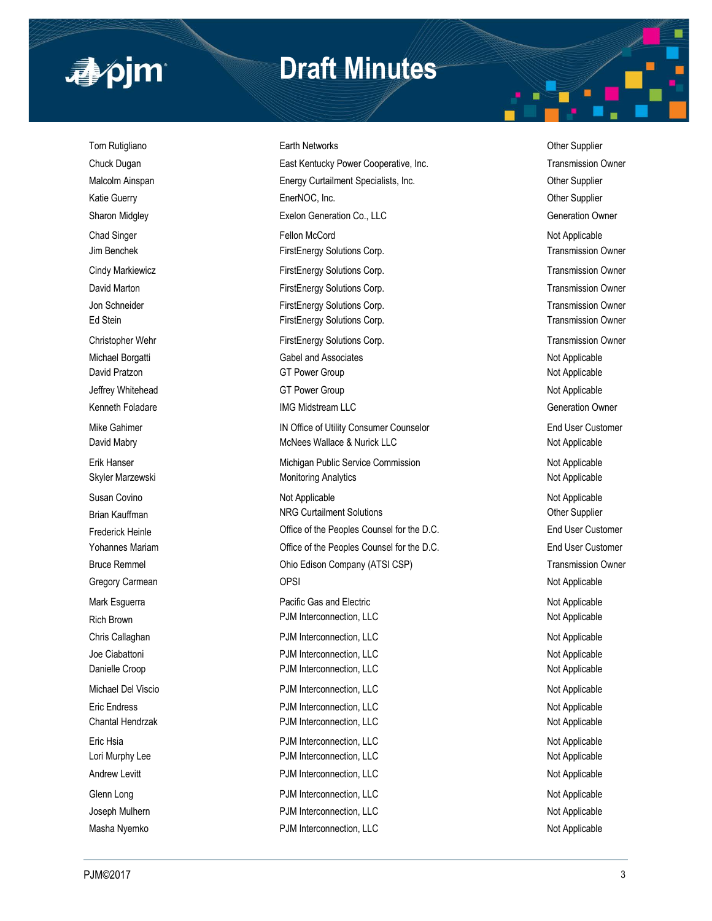| | | |
|---|---|---|
| Tom Rutigliano | Earth Networks | Other Supplier |
| Chuck Dugan | East Kentucky Power Cooperative, Inc. | Transmission Owner |
| Malcolm Ainspan | Energy Curtailment Specialists, Inc. | Other Supplier |
| Katie Guerry | EnerNOC, Inc. | Other Supplier |
| Sharon Midgley | Exelon Generation Co., LLC | Generation Owner |
| Chad Singer | Fellon McCord | Not Applicable |
| Jim Benchek | FirstEnergy Solutions Corp. | Transmission Owner |
| Cindy Markiewicz | FirstEnergy Solutions Corp. | Transmission Owner |
| David Marton | FirstEnergy Solutions Corp. | Transmission Owner |
| Jon Schneider | FirstEnergy Solutions Corp. | Transmission Owner |
| Ed Stein | FirstEnergy Solutions Corp. | Transmission Owner |
| Christopher Wehr | FirstEnergy Solutions Corp. | Transmission Owner |
| Michael Borgatti | Gabel and Associates | Not Applicable |
| David Pratzon | GT Power Group | Not Applicable |
| Jeffrey Whitehead | GT Power Group | Not Applicable |
| Kenneth Foladare | IMG Midstream LLC | Generation Owner |
| Mike Gahimer | IN Office of Utility Consumer Counselor | End User Customer |
| David Mabry | McNees Wallace & Nurick LLC | Not Applicable |
| Erik Hanser | Michigan Public Service Commission | Not Applicable |
| Skyler Marzewski | Monitoring Analytics | Not Applicable |
| Susan Covino | Not Applicable | Not Applicable |
| Brian Kauffman | NRG Curtailment Solutions | Other Supplier |
| Frederick Heinle | Office of the Peoples Counsel for the D.C. | End User Customer |
| Yohannes Mariam | Office of the Peoples Counsel for the D.C. | End User Customer |
| Bruce Remmel | Ohio Edison Company (ATSI CSP) | Transmission Owner |
| Gregory Carmean | OPSI | Not Applicable |
| Mark Esguerra | Pacific Gas and Electric | Not Applicable |
| Rich Brown | PJM Interconnection, LLC | Not Applicable |
| Chris Callaghan | PJM Interconnection, LLC | Not Applicable |
| Joe Ciabattoni | PJM Interconnection, LLC | Not Applicable |
| Danielle Croop | PJM Interconnection, LLC | Not Applicable |
| Michael Del Viscio | PJM Interconnection, LLC | Not Applicable |
| Eric Endress | PJM Interconnection, LLC | Not Applicable |
| Chantal Hendrzak | PJM Interconnection, LLC | Not Applicable |
| Eric Hsia | PJM Interconnection, LLC | Not Applicable |
| Lori Murphy Lee | PJM Interconnection, LLC | Not Applicable |
| Andrew Levitt | PJM Interconnection, LLC | Not Applicable |
| Glenn Long | PJM Interconnection, LLC | Not Applicable |
| Joseph Mulhern | PJM Interconnection, LLC | Not Applicable |
| Masha Nyemko | PJM Interconnection, LLC | Not Applicable |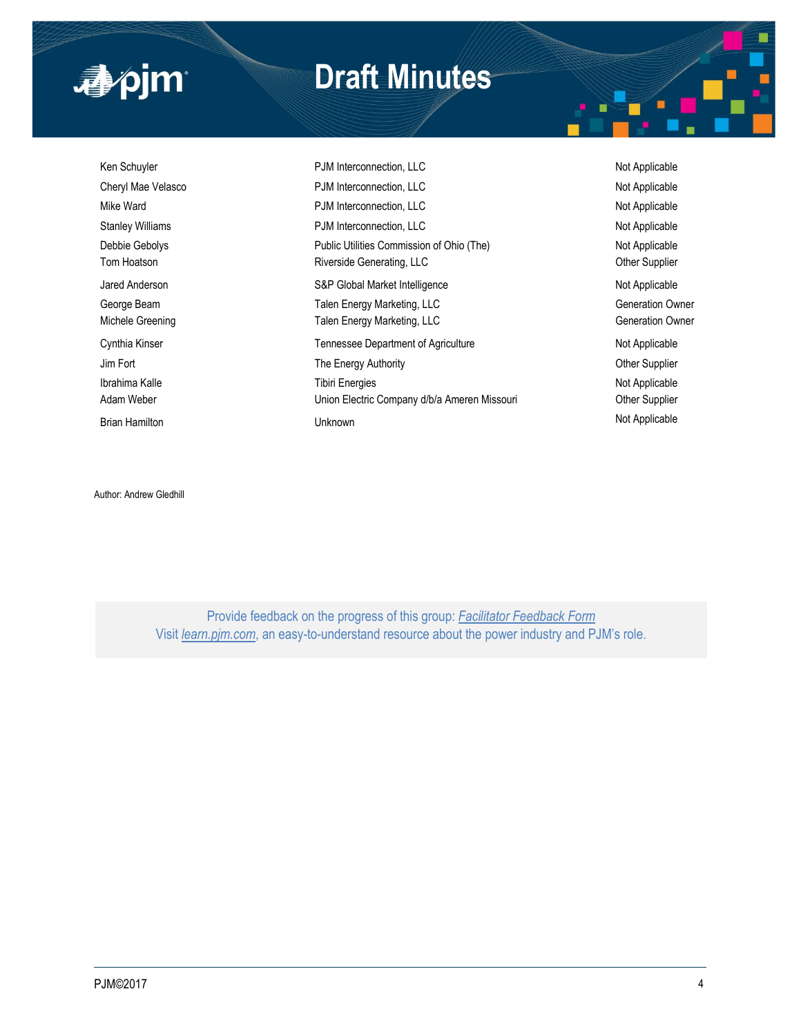| | | |
|---|---|---|
| Ken Schuyler | PJM Interconnection, LLC | Not Applicable |
| Cheryl Mae Velasco | PJM Interconnection, LLC | Not Applicable |
| Mike Ward | PJM Interconnection, LLC | Not Applicable |
| Stanley Williams | PJM Interconnection, LLC | Not Applicable |
| Debbie Gebolys | Public Utilities Commission of Ohio (The) | Not Applicable |
| Tom Hoatson | Riverside Generating, LLC | Other Supplier |
| Jared Anderson | S&P Global Market Intelligence | Not Applicable |
| George Beam | Talen Energy Marketing, LLC | Generation Owner |
| Michele Greening | Talen Energy Marketing, LLC | Generation Owner |
| Cynthia Kinser | Tennessee Department of Agriculture | Not Applicable |
| Jim Fort | The Energy Authority | Other Supplier |
| Ibrahima Kalle | Tibiri Energies | Not Applicable |
| Adam Weber | Union Electric Company d/b/a Ameren Missouri | Other Supplier |
| Brian Hamilton | Unknown | Not Applicable |

Author: Andrew Gledhill

Provide feedback on the progress of this group: *Facilitator Feedback Form*
Visit *learn.pjm.com*, an easy-to-understand resource about the power industry and PJM's role.